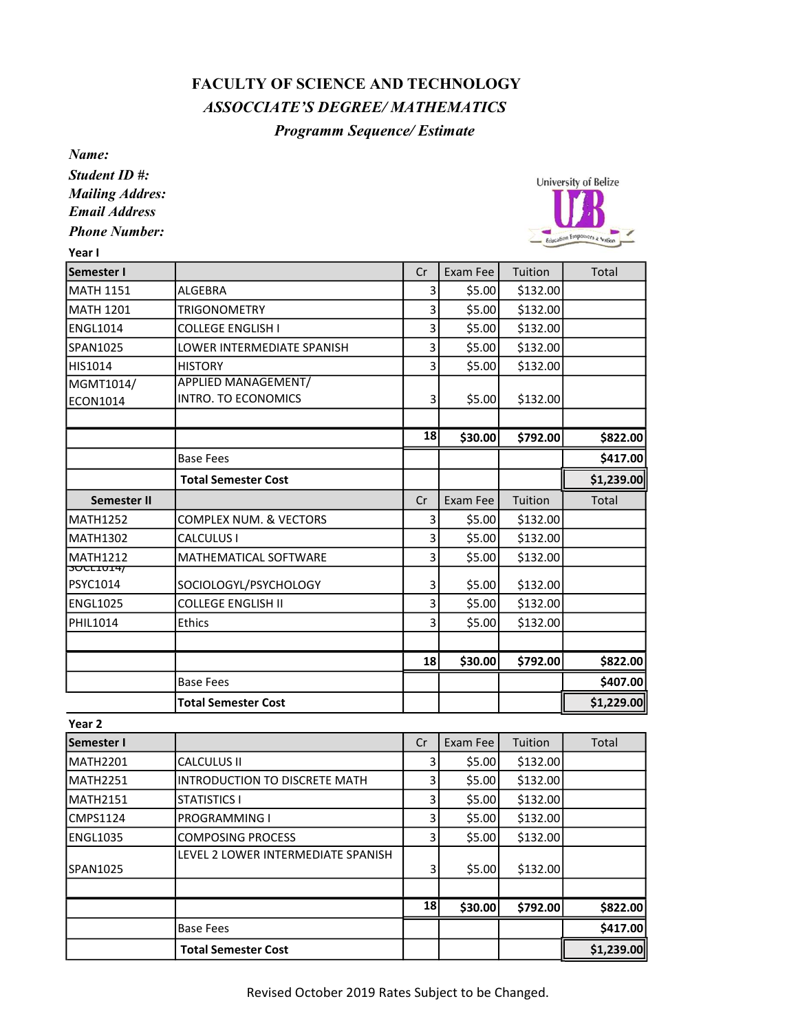# FACULTY OF SCIENCE AND TECHNOLOGY

## *ASSOCCIATE'S DEGREE/ MATHEMATICS*

### *Programm Sequence/ Estimate*

***Name:***

***Student ID #:***

***Mailing Addres:***

***Email Address***

***Phone Number:***

University of Belize

**Year I**

| **Semester I** | | Cr | Exam Fee | Tuition | Total |
|---|---|---|---|---|---|
| MATH 1151 | ALGEBRA | 3 | $5.00 | $132.00 | |
| MATH 1201 | TRIGONOMETRY | 3 | $5.00 | $132.00 | |
| ENGL1014 | COLLEGE ENGLISH I | 3 | $5.00 | $132.00 | |
| SPAN1025 | LOWER INTERMEDIATE SPANISH | 3 | $5.00 | $132.00 | |
| HIS1014 | HISTORY | 3 | $5.00 | $132.00 | |
| MGMT1014/ ECON1014 | APPLIED MANAGEMENT/ INTRO. TO ECONOMICS | 3 | $5.00 | $132.00 | |
| | | | | | |
| | | **18** | **$30.00** | **$792.00** | **$822.00** |
| | Base Fees | | | | **$417.00** |
| | **Total Semester Cost** | | | | **$1,239.00** |
| **Semester II** | | Cr | Exam Fee | Tuition | Total |
| MATH1252 | COMPLEX NUM. & VECTORS | 3 | $5.00 | $132.00 | |
| MATH1302 | CALCULUS I | 3 | $5.00 | $132.00 | |
| MATH1212 | MATHEMATICAL SOFTWARE | 3 | $5.00 | $132.00 | |
| SOCL1014/ PSYC1014 | SOCIOLOGYL/PSYCHOLOGY | 3 | $5.00 | $132.00 | |
| ENGL1025 | COLLEGE ENGLISH II | 3 | $5.00 | $132.00 | |
| PHIL1014 | Ethics | 3 | $5.00 | $132.00 | |
| | | | | | |
| | | **18** | **$30.00** | **$792.00** | **$822.00** |
| | Base Fees | | | | **$407.00** |
| | **Total Semester Cost** | | | | **$1,229.00** |

**Year 2**

| **Semester I** | | Cr | Exam Fee | Tuition | Total |
|---|---|---|---|---|---|
| MATH2201 | CALCULUS II | 3 | $5.00 | $132.00 | |
| MATH2251 | INTRODUCTION TO DISCRETE MATH | 3 | $5.00 | $132.00 | |
| MATH2151 | STATISTICS I | 3 | $5.00 | $132.00 | |
| CMPS1124 | PROGRAMMING I | 3 | $5.00 | $132.00 | |
| ENGL1035 | COMPOSING PROCESS | 3 | $5.00 | $132.00 | |
| SPAN1025 | LEVEL 2 LOWER INTERMEDIATE SPANISH | 3 | $5.00 | $132.00 | |
| | | | | | |
| | | **18** | **$30.00** | **$792.00** | **$822.00** |
| | Base Fees | | | | **$417.00** |
| | **Total Semester Cost** | | | | **$1,239.00** |

Revised October 2019 Rates Subject to be Changed.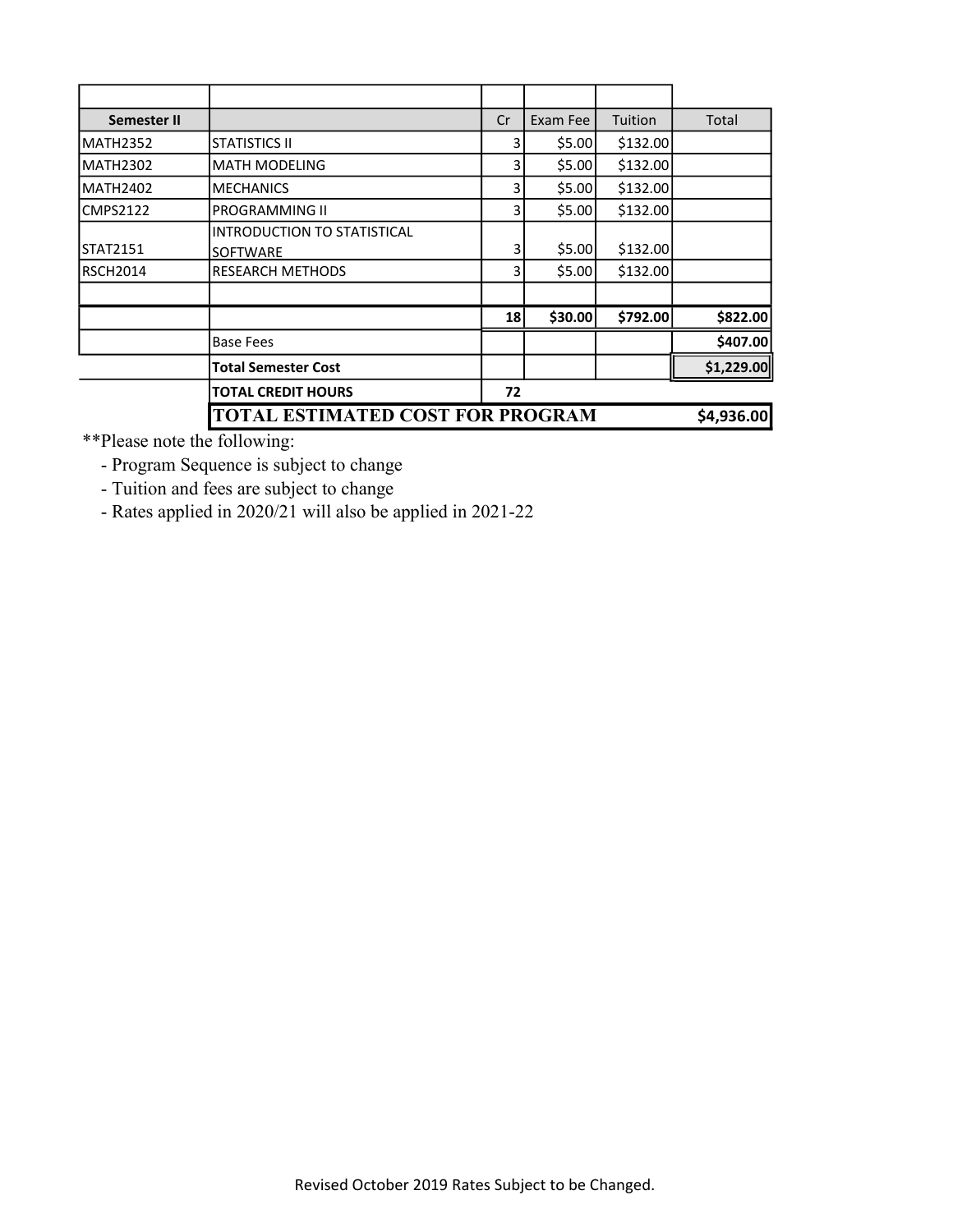| | | | | | |
|---|---|---|---|---|---|
| **Semester II** | | Cr | Exam Fee | Tuition | Total |
| MATH2352 | STATISTICS II | 3 | $5.00 | $132.00 | |
| MATH2302 | MATH MODELING | 3 | $5.00 | $132.00 | |
| MATH2402 | MECHANICS | 3 | $5.00 | $132.00 | |
| CMPS2122 | PROGRAMMING II | 3 | $5.00 | $132.00 | |
| STAT2151 | INTRODUCTION TO STATISTICAL SOFTWARE | 3 | $5.00 | $132.00 | |
| RSCH2014 | RESEARCH METHODS | 3 | $5.00 | $132.00 | |
| | | | | | |
| | | **18** | **$30.00** | **$792.00** | **$822.00** |
| | Base Fees | | | | **$407.00** |
| | **Total Semester Cost** | | | | **$1,229.00** |
| | **TOTAL CREDIT HOURS** | **72** | | | |
| | **TOTAL ESTIMATED COST FOR PROGRAM** | | | | **$4,936.00** |

**Please note the following:

- Program Sequence is subject to change
- Tuition and fees are subject to change
- Rates applied in 2020/21 will also be applied in 2021-22

Revised October 2019 Rates Subject to be Changed.